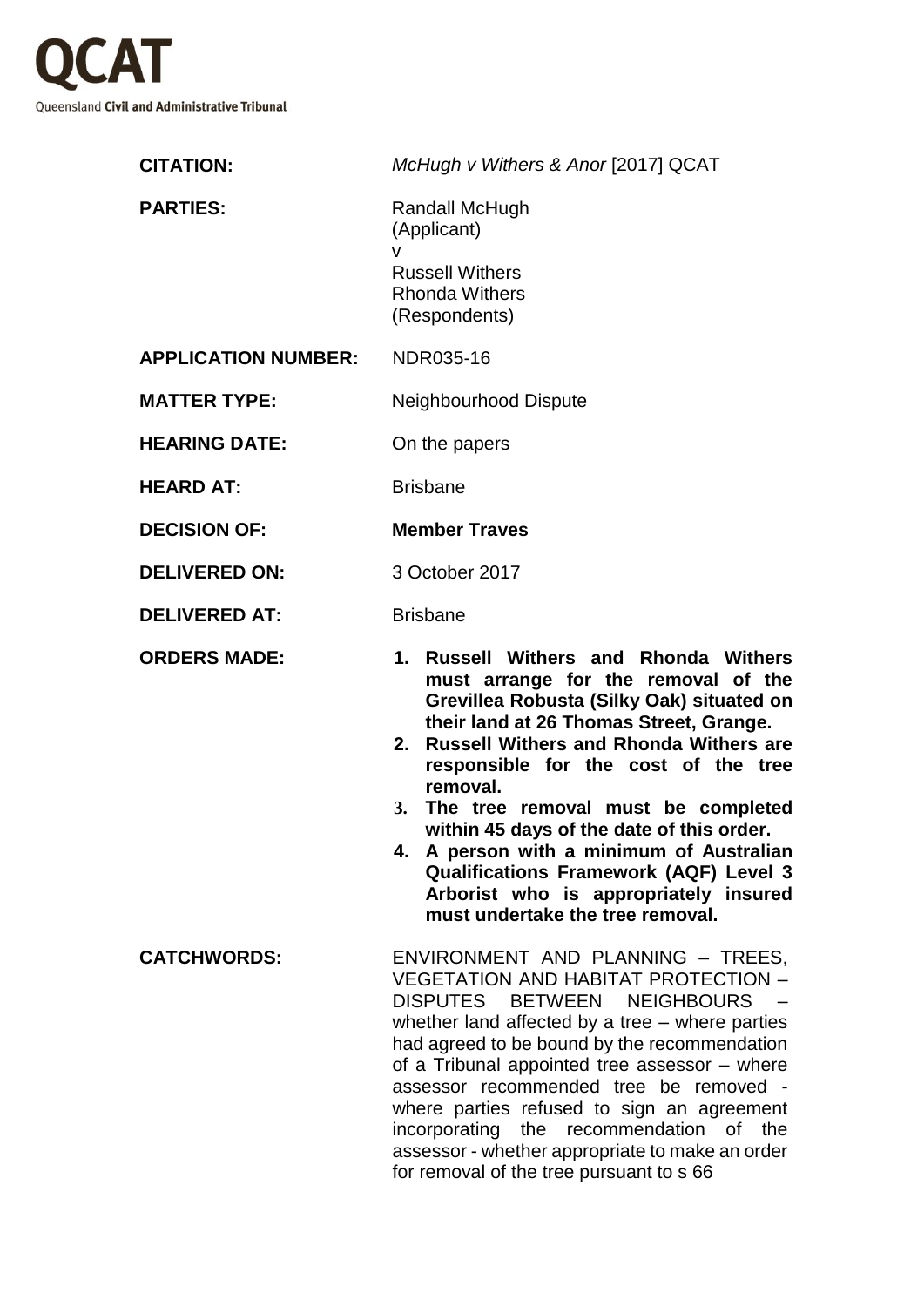**QCAT**

Queensland **Civil and Administrative Tribunal**

| | |
|---|---|
| **CITATION:** | *McHugh v Withers & Anor* [2017] QCAT |
| **PARTIES:** | Randall McHugh<br>(Applicant)<br>v<br>Russell Withers<br>Rhonda Withers<br>(Respondents) |
| **APPLICATION NUMBER:** | NDR035-16 |
| **MATTER TYPE:** | Neighbourhood Dispute |
| **HEARING DATE:** | On the papers |
| **HEARD AT:** | Brisbane |
| **DECISION OF:** | **Member Traves** |
| **DELIVERED ON:** | 3 October 2017 |
| **DELIVERED AT:** | Brisbane |
| **ORDERS MADE:** | **1. Russell Withers and Rhonda Withers must arrange for the removal of the Grevillea Robusta (Silky Oak) situated on their land at 26 Thomas Street, Grange.**<br>**2. Russell Withers and Rhonda Withers are responsible for the cost of the tree removal.**<br>**3. The tree removal must be completed within 45 days of the date of this order.**<br>**4. A person with a minimum of Australian Qualifications Framework (AQF) Level 3 Arborist who is appropriately insured must undertake the tree removal.** |
| **CATCHWORDS:** | ENVIRONMENT AND PLANNING – TREES, VEGETATION AND HABITAT PROTECTION – DISPUTES BETWEEN NEIGHBOURS – whether land affected by a tree – where parties had agreed to be bound by the recommendation of a Tribunal appointed tree assessor – where assessor recommended tree be removed - where parties refused to sign an agreement incorporating the recommendation of the assessor - whether appropriate to make an order for removal of the tree pursuant to s 66 |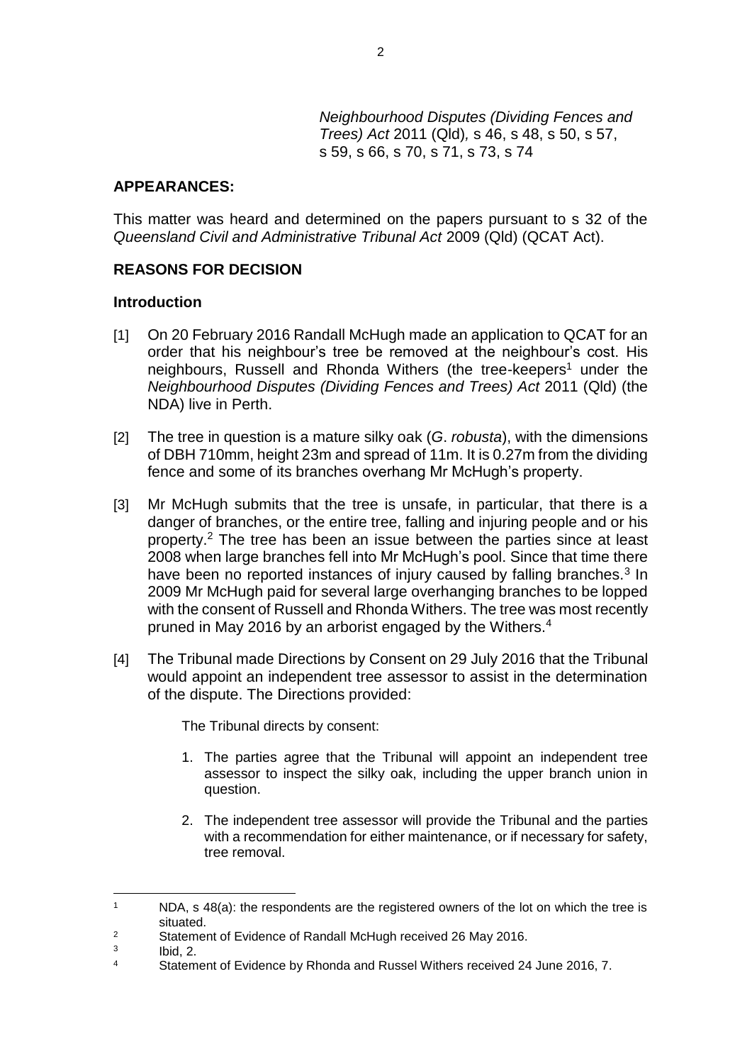*Neighbourhood Disputes (Dividing Fences and Trees) Act* 2011 (Qld), s 46, s 48, s 50, s 57, s 59, s 66, s 70, s 71, s 73, s 74

## APPEARANCES:

This matter was heard and determined on the papers pursuant to s 32 of the *Queensland Civil and Administrative Tribunal Act* 2009 (Qld) (QCAT Act).

## REASONS FOR DECISION

### Introduction

[1] On 20 February 2016 Randall McHugh made an application to QCAT for an order that his neighbour's tree be removed at the neighbour's cost. His neighbours, Russell and Rhonda Withers (the tree-keepers[1] under the *Neighbourhood Disputes (Dividing Fences and Trees) Act* 2011 (Qld) (the NDA) live in Perth.

[2] The tree in question is a mature silky oak (*G. robusta*), with the dimensions of DBH 710mm, height 23m and spread of 11m. It is 0.27m from the dividing fence and some of its branches overhang Mr McHugh's property.

[3] Mr McHugh submits that the tree is unsafe, in particular, that there is a danger of branches, or the entire tree, falling and injuring people and or his property.[2] The tree has been an issue between the parties since at least 2008 when large branches fell into Mr McHugh's pool. Since that time there have been no reported instances of injury caused by falling branches.[3] In 2009 Mr McHugh paid for several large overhanging branches to be lopped with the consent of Russell and Rhonda Withers. The tree was most recently pruned in May 2016 by an arborist engaged by the Withers.[4]

[4] The Tribunal made Directions by Consent on 29 July 2016 that the Tribunal would appoint an independent tree assessor to assist in the determination of the dispute. The Directions provided:

> The Tribunal directs by consent:
>
> 1. The parties agree that the Tribunal will appoint an independent tree assessor to inspect the silky oak, including the upper branch union in question.
>
> 2. The independent tree assessor will provide the Tribunal and the parties with a recommendation for either maintenance, or if necessary for safety, tree removal.

---

[1] NDA, s 48(a): the respondents are the registered owners of the lot on which the tree is situated.

[2] Statement of Evidence of Randall McHugh received 26 May 2016.

[3] Ibid, 2.

[4] Statement of Evidence by Rhonda and Russel Withers received 24 June 2016, 7.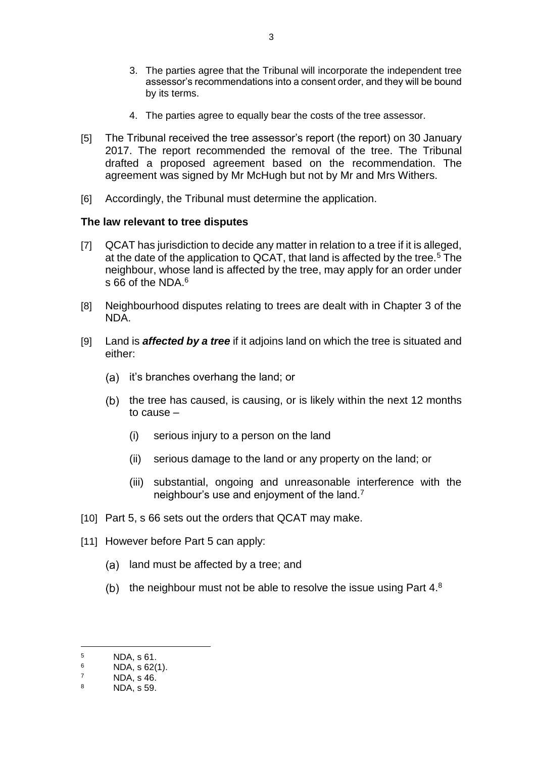3. The parties agree that the Tribunal will incorporate the independent tree assessor's recommendations into a consent order, and they will be bound by its terms.

4. The parties agree to equally bear the costs of the tree assessor.

[5] The Tribunal received the tree assessor's report (the report) on 30 January 2017. The report recommended the removal of the tree. The Tribunal drafted a proposed agreement based on the recommendation. The agreement was signed by Mr McHugh but not by Mr and Mrs Withers.

[6] Accordingly, the Tribunal must determine the application.

### The law relevant to tree disputes

[7] QCAT has jurisdiction to decide any matter in relation to a tree if it is alleged, at the date of the application to QCAT, that land is affected by the tree.[5] The neighbour, whose land is affected by the tree, may apply for an order under s 66 of the NDA.[6]

[8] Neighbourhood disputes relating to trees are dealt with in Chapter 3 of the NDA.

[9] Land is ***affected by a tree*** if it adjoins land on which the tree is situated and either:

(a) it's branches overhang the land; or

(b) the tree has caused, is causing, or is likely within the next 12 months to cause –

(i) serious injury to a person on the land

(ii) serious damage to the land or any property on the land; or

(iii) substantial, ongoing and unreasonable interference with the neighbour's use and enjoyment of the land.[7]

[10] Part 5, s 66 sets out the orders that QCAT may make.

[11] However before Part 5 can apply:

(a) land must be affected by a tree; and

(b) the neighbour must not be able to resolve the issue using Part 4.[8]

---

[5] NDA, s 61.

[6] NDA, s 62(1).

[7] NDA, s 46.

[8] NDA, s 59.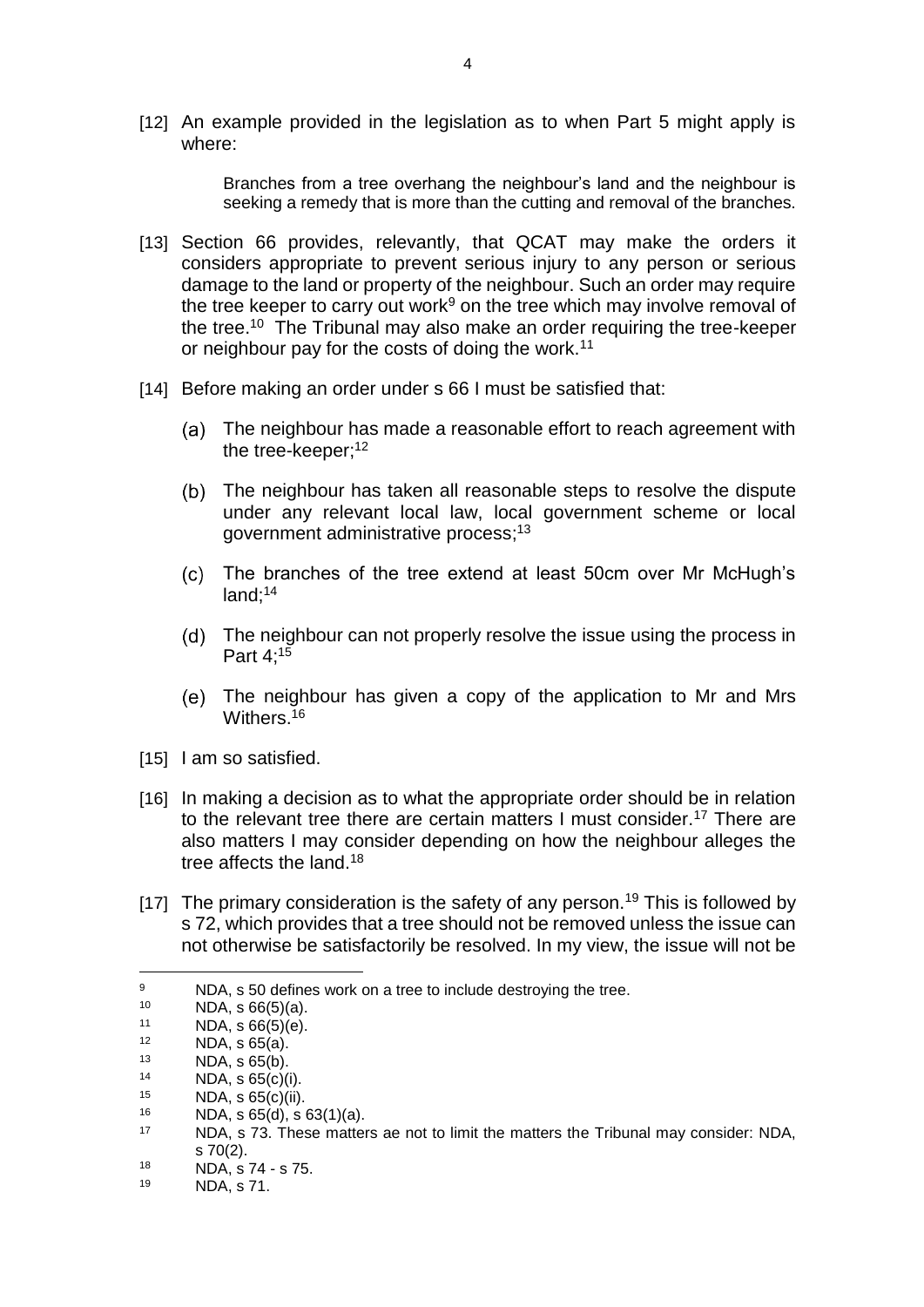[12] An example provided in the legislation as to when Part 5 might apply is where:

> Branches from a tree overhang the neighbour's land and the neighbour is seeking a remedy that is more than the cutting and removal of the branches.

[13] Section 66 provides, relevantly, that QCAT may make the orders it considers appropriate to prevent serious injury to any person or serious damage to the land or property of the neighbour. Such an order may require the tree keeper to carry out work[9] on the tree which may involve removal of the tree.[10] The Tribunal may also make an order requiring the tree-keeper or neighbour pay for the costs of doing the work.[11]

[14] Before making an order under s 66 I must be satisfied that:

(a) The neighbour has made a reasonable effort to reach agreement with the tree-keeper;[12]

(b) The neighbour has taken all reasonable steps to resolve the dispute under any relevant local law, local government scheme or local government administrative process;[13]

(c) The branches of the tree extend at least 50cm over Mr McHugh's land;[14]

(d) The neighbour can not properly resolve the issue using the process in Part 4;[15]

(e) The neighbour has given a copy of the application to Mr and Mrs Withers.[16]

[15] I am so satisfied.

[16] In making a decision as to what the appropriate order should be in relation to the relevant tree there are certain matters I must consider.[17] There are also matters I may consider depending on how the neighbour alleges the tree affects the land.[18]

[17] The primary consideration is the safety of any person.[19] This is followed by s 72, which provides that a tree should not be removed unless the issue can not otherwise be satisfactorily be resolved. In my view, the issue will not be

---

[9] NDA, s 50 defines work on a tree to include destroying the tree.

[10] NDA, s 66(5)(a).

[11] NDA, s 66(5)(e).

[12] NDA, s 65(a).

[13] NDA, s 65(b).

[14] NDA, s 65(c)(i).

[15] NDA, s 65(c)(ii).

[16] NDA, s 65(d), s 63(1)(a).

[17] NDA, s 73. These matters ae not to limit the matters the Tribunal may consider: NDA, s 70(2).

[18] NDA, s 74 - s 75.

[19] NDA, s 71.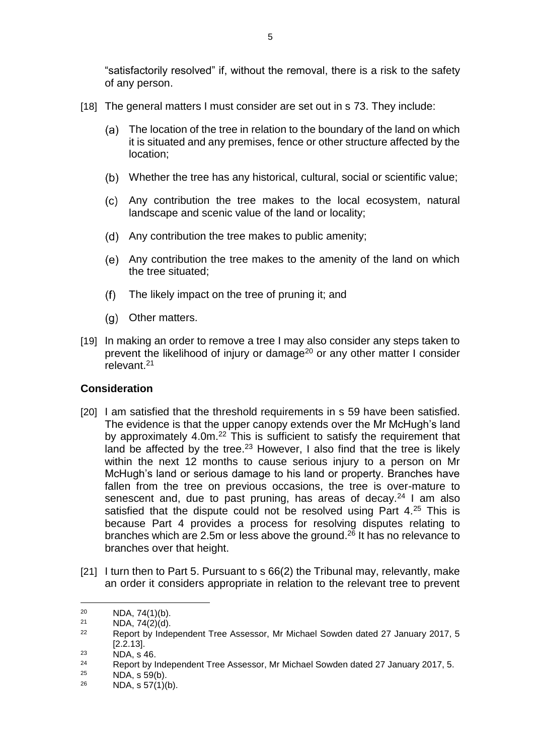"satisfactorily resolved" if, without the removal, there is a risk to the safety of any person.

[18] The general matters I must consider are set out in s 73. They include:

(a) The location of the tree in relation to the boundary of the land on which it is situated and any premises, fence or other structure affected by the location;

(b) Whether the tree has any historical, cultural, social or scientific value;

(c) Any contribution the tree makes to the local ecosystem, natural landscape and scenic value of the land or locality;

(d) Any contribution the tree makes to public amenity;

(e) Any contribution the tree makes to the amenity of the land on which the tree situated;

(f) The likely impact on the tree of pruning it; and

(g) Other matters.

[19] In making an order to remove a tree I may also consider any steps taken to prevent the likelihood of injury or damage[20] or any other matter I consider relevant.[21]

## Consideration

[20] I am satisfied that the threshold requirements in s 59 have been satisfied. The evidence is that the upper canopy extends over the Mr McHugh's land by approximately 4.0m.[22] This is sufficient to satisfy the requirement that land be affected by the tree.[23] However, I also find that the tree is likely within the next 12 months to cause serious injury to a person on Mr McHugh's land or serious damage to his land or property. Branches have fallen from the tree on previous occasions, the tree is over-mature to senescent and, due to past pruning, has areas of decay.[24] I am also satisfied that the dispute could not be resolved using Part 4.[25] This is because Part 4 provides a process for resolving disputes relating to branches which are 2.5m or less above the ground.[26] It has no relevance to branches over that height.

[21] I turn then to Part 5. Pursuant to s 66(2) the Tribunal may, relevantly, make an order it considers appropriate in relation to the relevant tree to prevent

---

[20] NDA, 74(1)(b).

[21] NDA, 74(2)(d).

[22] Report by Independent Tree Assessor, Mr Michael Sowden dated 27 January 2017, 5 [2.2.13].

[23] NDA, s 46.

[24] Report by Independent Tree Assessor, Mr Michael Sowden dated 27 January 2017, 5.

[25] NDA, s 59(b).

[26] NDA, s 57(1)(b).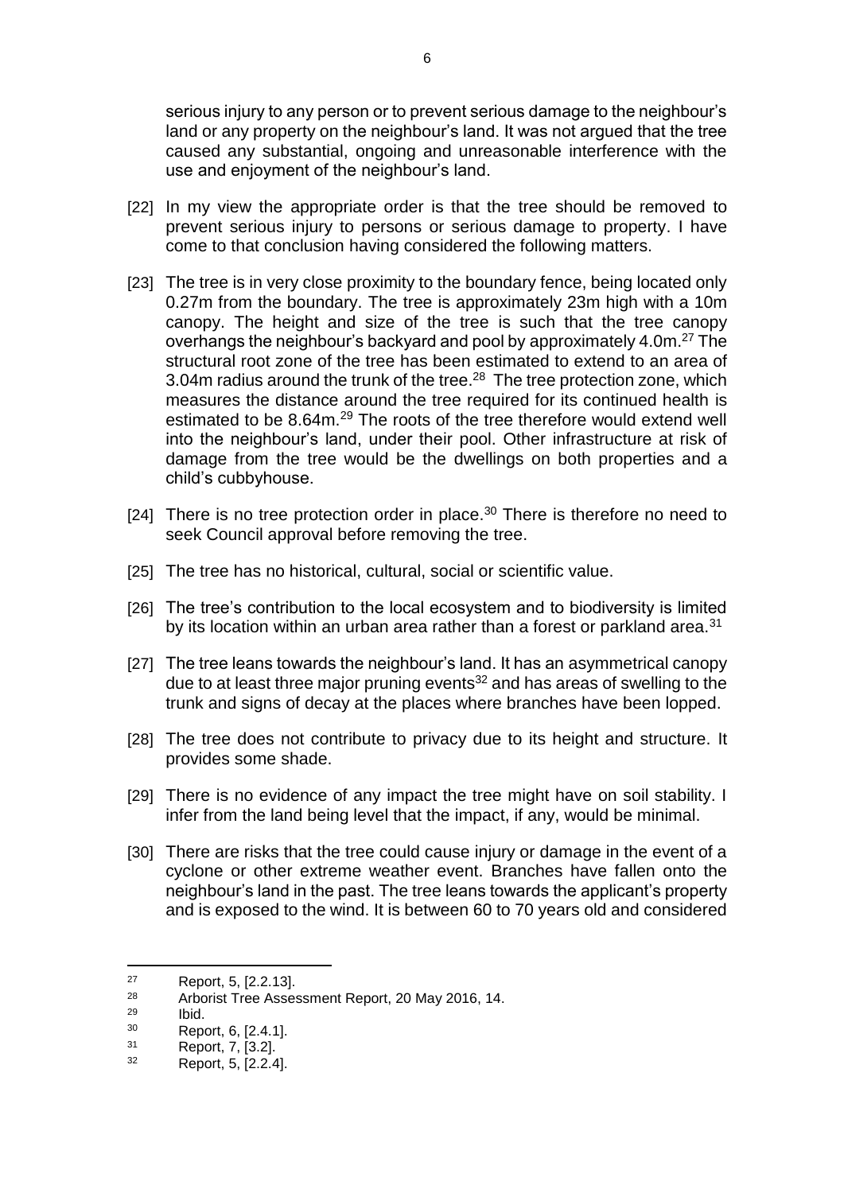serious injury to any person or to prevent serious damage to the neighbour's land or any property on the neighbour's land. It was not argued that the tree caused any substantial, ongoing and unreasonable interference with the use and enjoyment of the neighbour's land.

[22] In my view the appropriate order is that the tree should be removed to prevent serious injury to persons or serious damage to property. I have come to that conclusion having considered the following matters.

[23] The tree is in very close proximity to the boundary fence, being located only 0.27m from the boundary. The tree is approximately 23m high with a 10m canopy. The height and size of the tree is such that the tree canopy overhangs the neighbour's backyard and pool by approximately 4.0m.[27] The structural root zone of the tree has been estimated to extend to an area of 3.04m radius around the trunk of the tree.[28] The tree protection zone, which measures the distance around the tree required for its continued health is estimated to be 8.64m.[29] The roots of the tree therefore would extend well into the neighbour's land, under their pool. Other infrastructure at risk of damage from the tree would be the dwellings on both properties and a child's cubbyhouse.

[24] There is no tree protection order in place.[30] There is therefore no need to seek Council approval before removing the tree.

[25] The tree has no historical, cultural, social or scientific value.

[26] The tree's contribution to the local ecosystem and to biodiversity is limited by its location within an urban area rather than a forest or parkland area.[31]

[27] The tree leans towards the neighbour's land. It has an asymmetrical canopy due to at least three major pruning events[32] and has areas of swelling to the trunk and signs of decay at the places where branches have been lopped.

[28] The tree does not contribute to privacy due to its height and structure. It provides some shade.

[29] There is no evidence of any impact the tree might have on soil stability. I infer from the land being level that the impact, if any, would be minimal.

[30] There are risks that the tree could cause injury or damage in the event of a cyclone or other extreme weather event. Branches have fallen onto the neighbour's land in the past. The tree leans towards the applicant's property and is exposed to the wind. It is between 60 to 70 years old and considered

---

[27] Report, 5, [2.2.13].
[28] Arborist Tree Assessment Report, 20 May 2016, 14.
[29] Ibid.
[30] Report, 6, [2.4.1].
[31] Report, 7, [3.2].
[32] Report, 5, [2.2.4].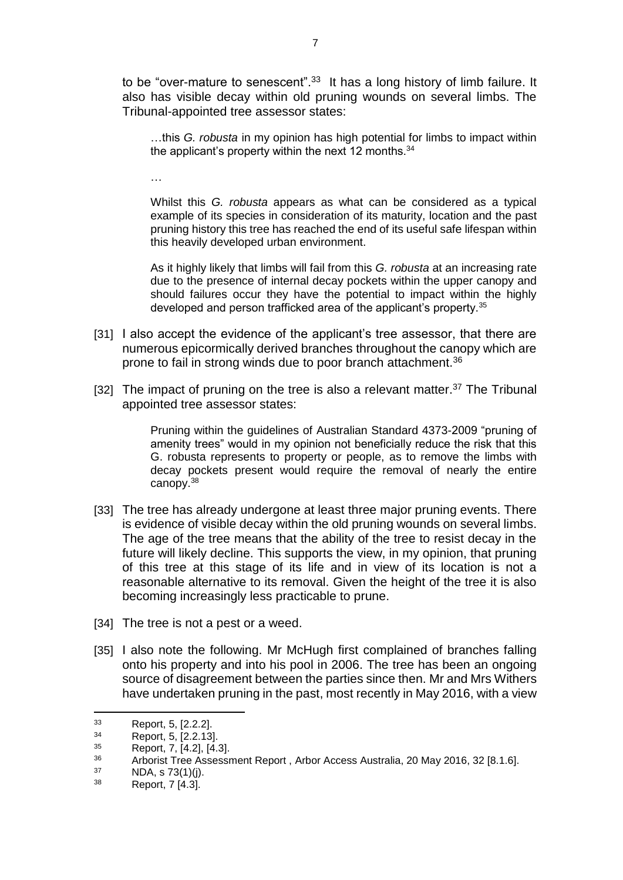to be "over-mature to senescent".[33] It has a long history of limb failure. It also has visible decay within old pruning wounds on several limbs. The Tribunal-appointed tree assessor states:

> …this *G. robusta* in my opinion has high potential for limbs to impact within the applicant's property within the next 12 months.[34]
>
> …
>
> Whilst this *G. robusta* appears as what can be considered as a typical example of its species in consideration of its maturity, location and the past pruning history this tree has reached the end of its useful safe lifespan within this heavily developed urban environment.
>
> As it highly likely that limbs will fail from this *G. robusta* at an increasing rate due to the presence of internal decay pockets within the upper canopy and should failures occur they have the potential to impact within the highly developed and person trafficked area of the applicant's property.[35]

[31] I also accept the evidence of the applicant's tree assessor, that there are numerous epicormically derived branches throughout the canopy which are prone to fail in strong winds due to poor branch attachment.[36]

[32] The impact of pruning on the tree is also a relevant matter.[37] The Tribunal appointed tree assessor states:

> Pruning within the guidelines of Australian Standard 4373-2009 "pruning of amenity trees" would in my opinion not beneficially reduce the risk that this G. robusta represents to property or people, as to remove the limbs with decay pockets present would require the removal of nearly the entire canopy.[38]

[33] The tree has already undergone at least three major pruning events. There is evidence of visible decay within the old pruning wounds on several limbs. The age of the tree means that the ability of the tree to resist decay in the future will likely decline. This supports the view, in my opinion, that pruning of this tree at this stage of its life and in view of its location is not a reasonable alternative to its removal. Given the height of the tree it is also becoming increasingly less practicable to prune.

[34] The tree is not a pest or a weed.

[35] I also note the following. Mr McHugh first complained of branches falling onto his property and into his pool in 2006. The tree has been an ongoing source of disagreement between the parties since then. Mr and Mrs Withers have undertaken pruning in the past, most recently in May 2016, with a view

---

[33] Report, 5, [2.2.2].

[34] Report, 5, [2.2.13].

[35] Report, 7, [4.2], [4.3].

[36] Arborist Tree Assessment Report , Arbor Access Australia, 20 May 2016, 32 [8.1.6].

[37] NDA, s 73(1)(j).

[38] Report, 7 [4.3].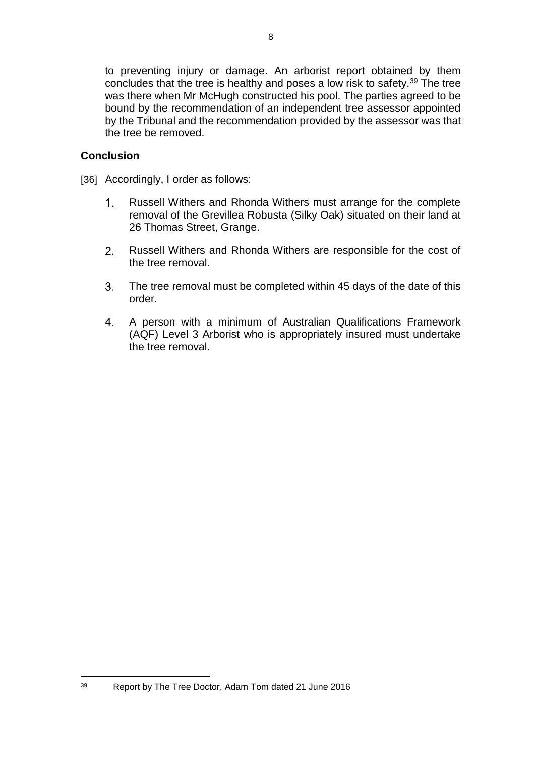to preventing injury or damage. An arborist report obtained by them concludes that the tree is healthy and poses a low risk to safety.[39] The tree was there when Mr McHugh constructed his pool. The parties agreed to be bound by the recommendation of an independent tree assessor appointed by the Tribunal and the recommendation provided by the assessor was that the tree be removed.

## Conclusion

[36] Accordingly, I order as follows:

1. Russell Withers and Rhonda Withers must arrange for the complete removal of the Grevillea Robusta (Silky Oak) situated on their land at 26 Thomas Street, Grange.
2. Russell Withers and Rhonda Withers are responsible for the cost of the tree removal.
3. The tree removal must be completed within 45 days of the date of this order.
4. A person with a minimum of Australian Qualifications Framework (AQF) Level 3 Arborist who is appropriately insured must undertake the tree removal.

---

[39] Report by The Tree Doctor, Adam Tom dated 21 June 2016